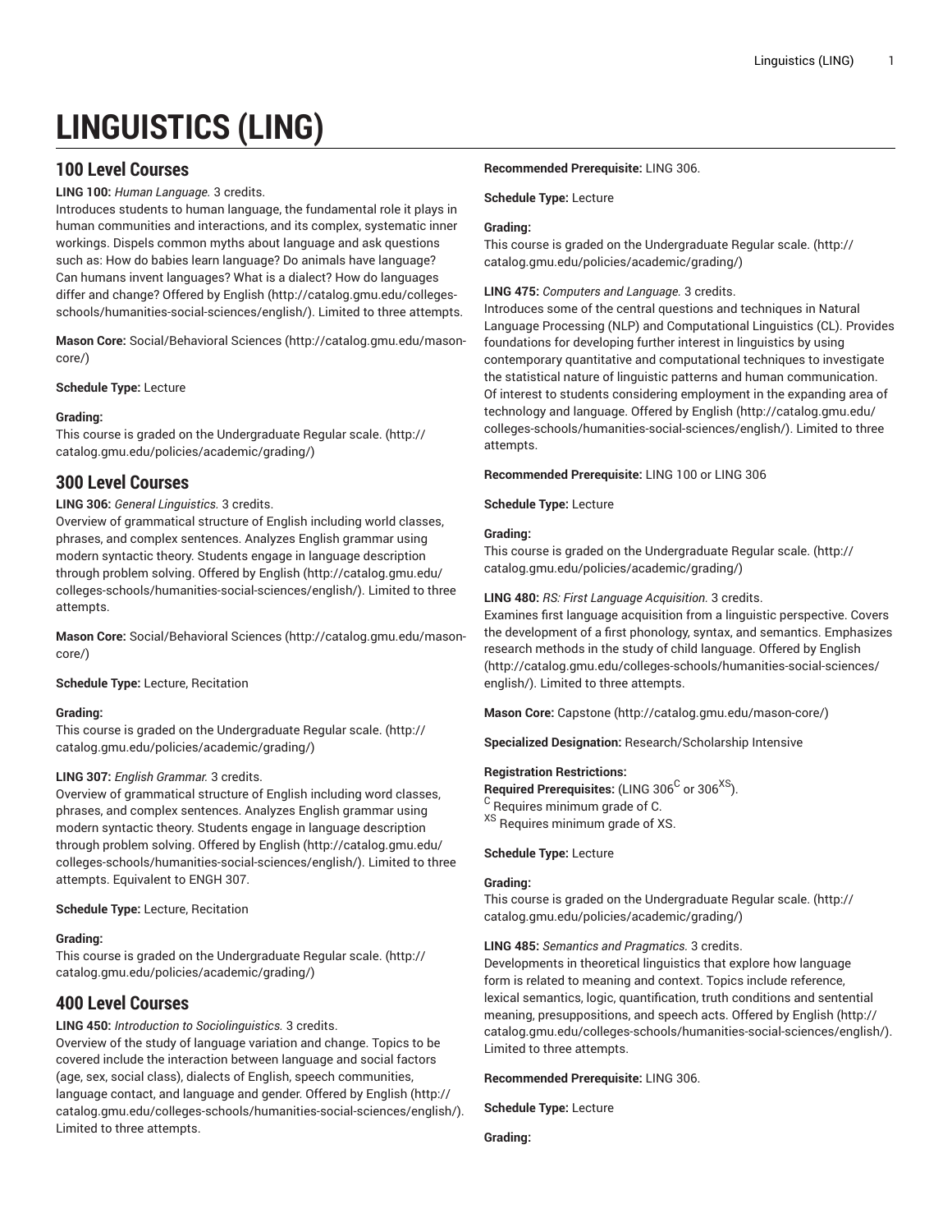# LINGUISTICS (LING)

## 100 Level Courses

**LING 100:** *Human Language.* 3 credits.
Introduces students to human language, the fundamental role it plays in human communities and interactions, and its complex, systematic inner workings. Dispels common myths about language and ask questions such as: How do babies learn language? Do animals have language? Can humans invent languages? What is a dialect? How do languages differ and change? Offered by English (http://catalog.gmu.edu/colleges-schools/humanities-social-sciences/english/). Limited to three attempts.

**Mason Core:** Social/Behavioral Sciences (http://catalog.gmu.edu/mason-core/)

**Schedule Type:** Lecture

**Grading:**
This course is graded on the Undergraduate Regular scale. (http://catalog.gmu.edu/policies/academic/grading/)

## 300 Level Courses

**LING 306:** *General Linguistics.* 3 credits.
Overview of grammatical structure of English including world classes, phrases, and complex sentences. Analyzes English grammar using modern syntactic theory. Students engage in language description through problem solving. Offered by English (http://catalog.gmu.edu/colleges-schools/humanities-social-sciences/english/). Limited to three attempts.

**Mason Core:** Social/Behavioral Sciences (http://catalog.gmu.edu/mason-core/)

**Schedule Type:** Lecture, Recitation

**Grading:**
This course is graded on the Undergraduate Regular scale. (http://catalog.gmu.edu/policies/academic/grading/)

**LING 307:** *English Grammar.* 3 credits.
Overview of grammatical structure of English including word classes, phrases, and complex sentences. Analyzes English grammar using modern syntactic theory. Students engage in language description through problem solving. Offered by English (http://catalog.gmu.edu/colleges-schools/humanities-social-sciences/english/). Limited to three attempts. Equivalent to ENGH 307.

**Schedule Type:** Lecture, Recitation

**Grading:**
This course is graded on the Undergraduate Regular scale. (http://catalog.gmu.edu/policies/academic/grading/)

## 400 Level Courses

**LING 450:** *Introduction to Sociolinguistics.* 3 credits.
Overview of the study of language variation and change. Topics to be covered include the interaction between language and social factors (age, sex, social class), dialects of English, speech communities, language contact, and language and gender. Offered by English (http://catalog.gmu.edu/colleges-schools/humanities-social-sciences/english/). Limited to three attempts.

**Recommended Prerequisite:** LING 306.

**Schedule Type:** Lecture

**Grading:**
This course is graded on the Undergraduate Regular scale. (http://catalog.gmu.edu/policies/academic/grading/)

**LING 475:** *Computers and Language.* 3 credits.
Introduces some of the central questions and techniques in Natural Language Processing (NLP) and Computational Linguistics (CL). Provides foundations for developing further interest in linguistics by using contemporary quantitative and computational techniques to investigate the statistical nature of linguistic patterns and human communication. Of interest to students considering employment in the expanding area of technology and language. Offered by English (http://catalog.gmu.edu/colleges-schools/humanities-social-sciences/english/). Limited to three attempts.

**Recommended Prerequisite:** LING 100 or LING 306

**Schedule Type:** Lecture

**Grading:**
This course is graded on the Undergraduate Regular scale. (http://catalog.gmu.edu/policies/academic/grading/)

**LING 480:** *RS: First Language Acquisition.* 3 credits.
Examines first language acquisition from a linguistic perspective. Covers the development of a first phonology, syntax, and semantics. Emphasizes research methods in the study of child language. Offered by English (http://catalog.gmu.edu/colleges-schools/humanities-social-sciences/english/). Limited to three attempts.

**Mason Core:** Capstone (http://catalog.gmu.edu/mason-core/)

**Specialized Designation:** Research/Scholarship Intensive

**Registration Restrictions:**
**Required Prerequisites:** (LING 306[C] or 306[XS]).
[C] Requires minimum grade of C.
[XS] Requires minimum grade of XS.

**Schedule Type:** Lecture

**Grading:**
This course is graded on the Undergraduate Regular scale. (http://catalog.gmu.edu/policies/academic/grading/)

**LING 485:** *Semantics and Pragmatics.* 3 credits.
Developments in theoretical linguistics that explore how language form is related to meaning and context. Topics include reference, lexical semantics, logic, quantification, truth conditions and sentential meaning, presuppositions, and speech acts. Offered by English (http://catalog.gmu.edu/colleges-schools/humanities-social-sciences/english/). Limited to three attempts.

**Recommended Prerequisite:** LING 306.

**Schedule Type:** Lecture

**Grading:**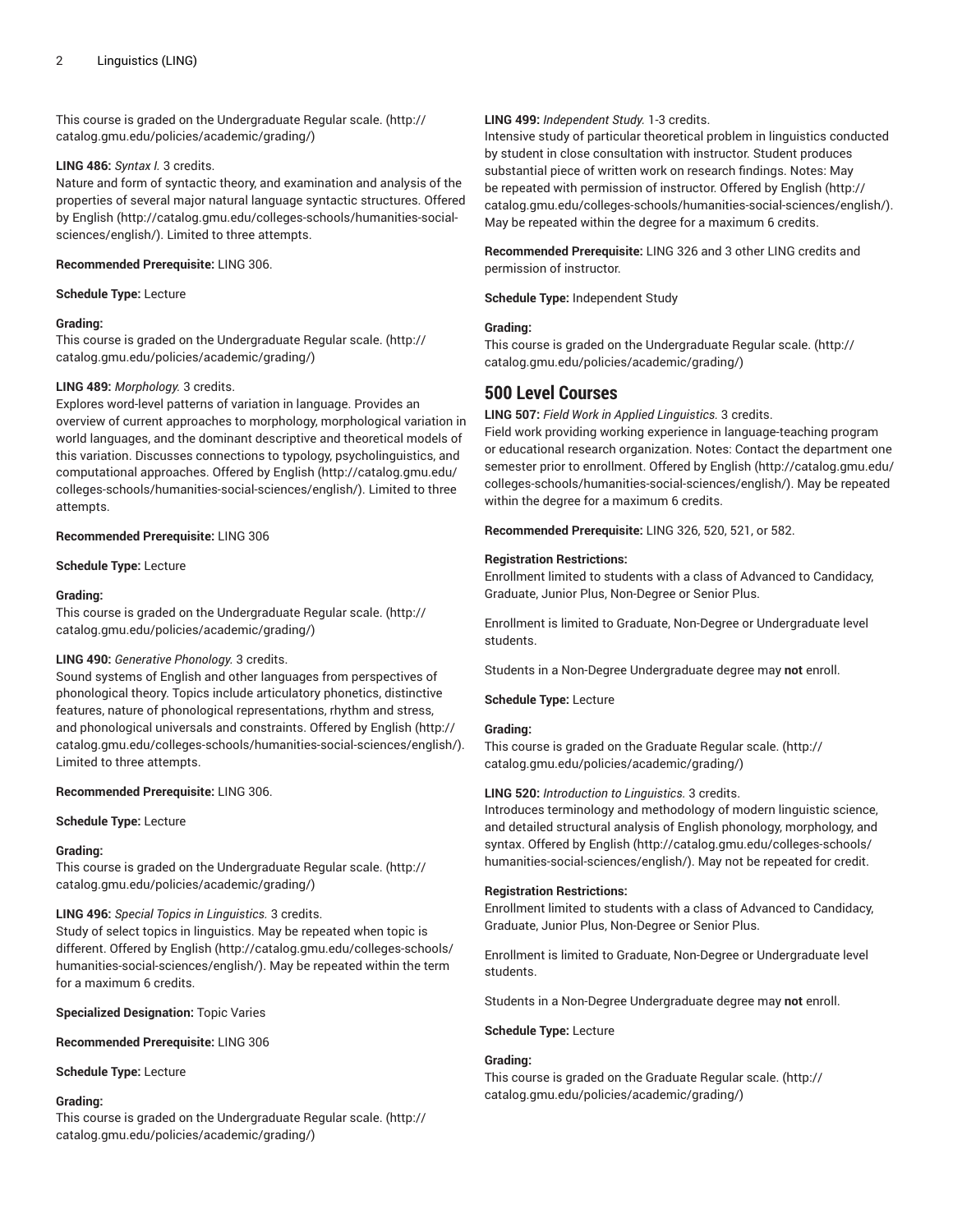This course is graded on the Undergraduate Regular scale. (http://catalog.gmu.edu/policies/academic/grading/)

**LING 486:** *Syntax I.* 3 credits.
Nature and form of syntactic theory, and examination and analysis of the properties of several major natural language syntactic structures. Offered by English (http://catalog.gmu.edu/colleges-schools/humanities-social-sciences/english/). Limited to three attempts.

**Recommended Prerequisite:** LING 306.

**Schedule Type:** Lecture

**Grading:**
This course is graded on the Undergraduate Regular scale. (http://catalog.gmu.edu/policies/academic/grading/)

**LING 489:** *Morphology.* 3 credits.
Explores word-level patterns of variation in language. Provides an overview of current approaches to morphology, morphological variation in world languages, and the dominant descriptive and theoretical models of this variation. Discusses connections to typology, psycholinguistics, and computational approaches. Offered by English (http://catalog.gmu.edu/colleges-schools/humanities-social-sciences/english/). Limited to three attempts.

**Recommended Prerequisite:** LING 306

**Schedule Type:** Lecture

**Grading:**
This course is graded on the Undergraduate Regular scale. (http://catalog.gmu.edu/policies/academic/grading/)

**LING 490:** *Generative Phonology.* 3 credits.
Sound systems of English and other languages from perspectives of phonological theory. Topics include articulatory phonetics, distinctive features, nature of phonological representations, rhythm and stress, and phonological universals and constraints. Offered by English (http://catalog.gmu.edu/colleges-schools/humanities-social-sciences/english/). Limited to three attempts.

**Recommended Prerequisite:** LING 306.

**Schedule Type:** Lecture

**Grading:**
This course is graded on the Undergraduate Regular scale. (http://catalog.gmu.edu/policies/academic/grading/)

**LING 496:** *Special Topics in Linguistics.* 3 credits.
Study of select topics in linguistics. May be repeated when topic is different. Offered by English (http://catalog.gmu.edu/colleges-schools/humanities-social-sciences/english/). May be repeated within the term for a maximum 6 credits.

**Specialized Designation:** Topic Varies

**Recommended Prerequisite:** LING 306

**Schedule Type:** Lecture

**Grading:**
This course is graded on the Undergraduate Regular scale. (http://catalog.gmu.edu/policies/academic/grading/)

**LING 499:** *Independent Study.* 1-3 credits.
Intensive study of particular theoretical problem in linguistics conducted by student in close consultation with instructor. Student produces substantial piece of written work on research findings. Notes: May be repeated with permission of instructor. Offered by English (http://catalog.gmu.edu/colleges-schools/humanities-social-sciences/english/). May be repeated within the degree for a maximum 6 credits.

**Recommended Prerequisite:** LING 326 and 3 other LING credits and permission of instructor.

**Schedule Type:** Independent Study

**Grading:**
This course is graded on the Undergraduate Regular scale. (http://catalog.gmu.edu/policies/academic/grading/)

## 500 Level Courses

**LING 507:** *Field Work in Applied Linguistics.* 3 credits.
Field work providing working experience in language-teaching program or educational research organization. Notes: Contact the department one semester prior to enrollment. Offered by English (http://catalog.gmu.edu/colleges-schools/humanities-social-sciences/english/). May be repeated within the degree for a maximum 6 credits.

**Recommended Prerequisite:** LING 326, 520, 521, or 582.

**Registration Restrictions:**
Enrollment limited to students with a class of Advanced to Candidacy, Graduate, Junior Plus, Non-Degree or Senior Plus.

Enrollment is limited to Graduate, Non-Degree or Undergraduate level students.

Students in a Non-Degree Undergraduate degree may **not** enroll.

**Schedule Type:** Lecture

**Grading:**
This course is graded on the Graduate Regular scale. (http://catalog.gmu.edu/policies/academic/grading/)

**LING 520:** *Introduction to Linguistics.* 3 credits.
Introduces terminology and methodology of modern linguistic science, and detailed structural analysis of English phonology, morphology, and syntax. Offered by English (http://catalog.gmu.edu/colleges-schools/humanities-social-sciences/english/). May not be repeated for credit.

**Registration Restrictions:**
Enrollment limited to students with a class of Advanced to Candidacy, Graduate, Junior Plus, Non-Degree or Senior Plus.

Enrollment is limited to Graduate, Non-Degree or Undergraduate level students.

Students in a Non-Degree Undergraduate degree may **not** enroll.

**Schedule Type:** Lecture

**Grading:**
This course is graded on the Graduate Regular scale. (http://catalog.gmu.edu/policies/academic/grading/)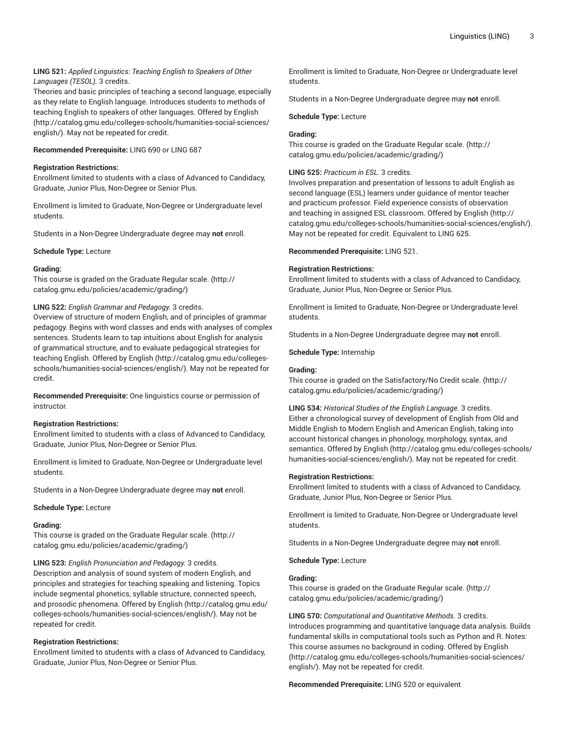**LING 521:** *Applied Linguistics: Teaching English to Speakers of Other Languages (TESOL).* 3 credits.
Theories and basic principles of teaching a second language, especially as they relate to English language. Introduces students to methods of teaching English to speakers of other languages. Offered by English (http://catalog.gmu.edu/colleges-schools/humanities-social-sciences/english/). May not be repeated for credit.

**Recommended Prerequisite:** LING 690 or LING 687

**Registration Restrictions:**
Enrollment limited to students with a class of Advanced to Candidacy, Graduate, Junior Plus, Non-Degree or Senior Plus.

Enrollment is limited to Graduate, Non-Degree or Undergraduate level students.

Students in a Non-Degree Undergraduate degree may **not** enroll.

**Schedule Type:** Lecture

**Grading:**
This course is graded on the Graduate Regular scale. (http://catalog.gmu.edu/policies/academic/grading/)

**LING 522:** *English Grammar and Pedagogy.* 3 credits.
Overview of structure of modern English, and of principles of grammar pedagogy. Begins with word classes and ends with analyses of complex sentences. Students learn to tap intuitions about English for analysis of grammatical structure, and to evaluate pedagogical strategies for teaching English. Offered by English (http://catalog.gmu.edu/colleges-schools/humanities-social-sciences/english/). May not be repeated for credit.

**Recommended Prerequisite:** One linguistics course or permission of instructor.

**Registration Restrictions:**
Enrollment limited to students with a class of Advanced to Candidacy, Graduate, Junior Plus, Non-Degree or Senior Plus.

Enrollment is limited to Graduate, Non-Degree or Undergraduate level students.

Students in a Non-Degree Undergraduate degree may **not** enroll.

**Schedule Type:** Lecture

**Grading:**
This course is graded on the Graduate Regular scale. (http://catalog.gmu.edu/policies/academic/grading/)

**LING 523:** *English Pronunciation and Pedagogy.* 3 credits.
Description and analysis of sound system of modern English, and principles and strategies for teaching speaking and listening. Topics include segmental phonetics, syllable structure, connected speech, and prosodic phenomena. Offered by English (http://catalog.gmu.edu/colleges-schools/humanities-social-sciences/english/). May not be repeated for credit.

**Registration Restrictions:**
Enrollment limited to students with a class of Advanced to Candidacy, Graduate, Junior Plus, Non-Degree or Senior Plus.

Enrollment is limited to Graduate, Non-Degree or Undergraduate level students.

Students in a Non-Degree Undergraduate degree may **not** enroll.

**Schedule Type:** Lecture

**Grading:**
This course is graded on the Graduate Regular scale. (http://catalog.gmu.edu/policies/academic/grading/)

**LING 525:** *Practicum in ESL.* 3 credits.
Involves preparation and presentation of lessons to adult English as second language (ESL) learners under guidance of mentor teacher and practicum professor. Field experience consists of observation and teaching in assigned ESL classroom. Offered by English (http://catalog.gmu.edu/colleges-schools/humanities-social-sciences/english/). May not be repeated for credit. Equivalent to LING 625.

**Recommended Prerequisite:** LING 521.

**Registration Restrictions:**
Enrollment limited to students with a class of Advanced to Candidacy, Graduate, Junior Plus, Non-Degree or Senior Plus.

Enrollment is limited to Graduate, Non-Degree or Undergraduate level students.

Students in a Non-Degree Undergraduate degree may **not** enroll.

**Schedule Type:** Internship

**Grading:**
This course is graded on the Satisfactory/No Credit scale. (http://catalog.gmu.edu/policies/academic/grading/)

**LING 534:** *Historical Studies of the English Language.* 3 credits.
Either a chronological survey of development of English from Old and Middle English to Modern English and American English, taking into account historical changes in phonology, morphology, syntax, and semantics. Offered by English (http://catalog.gmu.edu/colleges-schools/humanities-social-sciences/english/). May not be repeated for credit.

**Registration Restrictions:**
Enrollment limited to students with a class of Advanced to Candidacy, Graduate, Junior Plus, Non-Degree or Senior Plus.

Enrollment is limited to Graduate, Non-Degree or Undergraduate level students.

Students in a Non-Degree Undergraduate degree may **not** enroll.

**Schedule Type:** Lecture

**Grading:**
This course is graded on the Graduate Regular scale. (http://catalog.gmu.edu/policies/academic/grading/)

**LING 570:** *Computational and Quantitative Methods.* 3 credits.
Introduces programming and quantitative language data analysis. Builds fundamental skills in computational tools such as Python and R. Notes: This course assumes no background in coding. Offered by English (http://catalog.gmu.edu/colleges-schools/humanities-social-sciences/english/). May not be repeated for credit.

**Recommended Prerequisite:** LING 520 or equivalent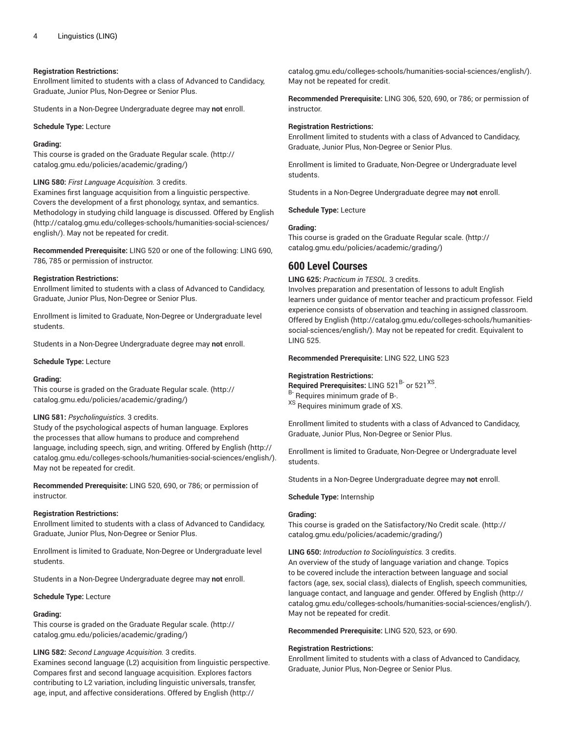**Registration Restrictions:**
Enrollment limited to students with a class of Advanced to Candidacy, Graduate, Junior Plus, Non-Degree or Senior Plus.

Students in a Non-Degree Undergraduate degree may **not** enroll.

**Schedule Type:** Lecture

**Grading:**
This course is graded on the Graduate Regular scale. (http://catalog.gmu.edu/policies/academic/grading/)

**LING 580:** *First Language Acquisition.* 3 credits.
Examines first language acquisition from a linguistic perspective. Covers the development of a first phonology, syntax, and semantics. Methodology in studying child language is discussed. Offered by English (http://catalog.gmu.edu/colleges-schools/humanities-social-sciences/english/). May not be repeated for credit.

**Recommended Prerequisite:** LING 520 or one of the following: LING 690, 786, 785 or permission of instructor.

**Registration Restrictions:**
Enrollment limited to students with a class of Advanced to Candidacy, Graduate, Junior Plus, Non-Degree or Senior Plus.

Enrollment is limited to Graduate, Non-Degree or Undergraduate level students.

Students in a Non-Degree Undergraduate degree may **not** enroll.

**Schedule Type:** Lecture

**Grading:**
This course is graded on the Graduate Regular scale. (http://catalog.gmu.edu/policies/academic/grading/)

**LING 581:** *Psycholinguistics.* 3 credits.
Study of the psychological aspects of human language. Explores the processes that allow humans to produce and comprehend language, including speech, sign, and writing. Offered by English (http://catalog.gmu.edu/colleges-schools/humanities-social-sciences/english/). May not be repeated for credit.

**Recommended Prerequisite:** LING 520, 690, or 786; or permission of instructor.

**Registration Restrictions:**
Enrollment limited to students with a class of Advanced to Candidacy, Graduate, Junior Plus, Non-Degree or Senior Plus.

Enrollment is limited to Graduate, Non-Degree or Undergraduate level students.

Students in a Non-Degree Undergraduate degree may **not** enroll.

**Schedule Type:** Lecture

**Grading:**
This course is graded on the Graduate Regular scale. (http://catalog.gmu.edu/policies/academic/grading/)

**LING 582:** *Second Language Acquisition.* 3 credits.
Examines second language (L2) acquisition from linguistic perspective. Compares first and second language acquisition. Explores factors contributing to L2 variation, including linguistic universals, transfer, age, input, and affective considerations. Offered by English (http://catalog.gmu.edu/colleges-schools/humanities-social-sciences/english/). May not be repeated for credit.

**Recommended Prerequisite:** LING 306, 520, 690, or 786; or permission of instructor.

**Registration Restrictions:**
Enrollment limited to students with a class of Advanced to Candidacy, Graduate, Junior Plus, Non-Degree or Senior Plus.

Enrollment is limited to Graduate, Non-Degree or Undergraduate level students.

Students in a Non-Degree Undergraduate degree may **not** enroll.

**Schedule Type:** Lecture

**Grading:**
This course is graded on the Graduate Regular scale. (http://catalog.gmu.edu/policies/academic/grading/)

## 600 Level Courses

**LING 625:** *Practicum in TESOL.* 3 credits.
Involves preparation and presentation of lessons to adult English learners under guidance of mentor teacher and practicum professor. Field experience consists of observation and teaching in assigned classroom. Offered by English (http://catalog.gmu.edu/colleges-schools/humanities-social-sciences/english/). May not be repeated for credit. Equivalent to LING 525.

**Recommended Prerequisite:** LING 522, LING 523

**Registration Restrictions:**
**Required Prerequisites:** LING 521 [B-] or 521 [XS].
[B-] Requires minimum grade of B-.
[XS] Requires minimum grade of XS.

Enrollment limited to students with a class of Advanced to Candidacy, Graduate, Junior Plus, Non-Degree or Senior Plus.

Enrollment is limited to Graduate, Non-Degree or Undergraduate level students.

Students in a Non-Degree Undergraduate degree may **not** enroll.

**Schedule Type:** Internship

**Grading:**
This course is graded on the Satisfactory/No Credit scale. (http://catalog.gmu.edu/policies/academic/grading/)

**LING 650:** *Introduction to Sociolinguistics.* 3 credits.
An overview of the study of language variation and change. Topics to be covered include the interaction between language and social factors (age, sex, social class), dialects of English, speech communities, language contact, and language and gender. Offered by English (http://catalog.gmu.edu/colleges-schools/humanities-social-sciences/english/). May not be repeated for credit.

**Recommended Prerequisite:** LING 520, 523, or 690.

**Registration Restrictions:**
Enrollment limited to students with a class of Advanced to Candidacy, Graduate, Junior Plus, Non-Degree or Senior Plus.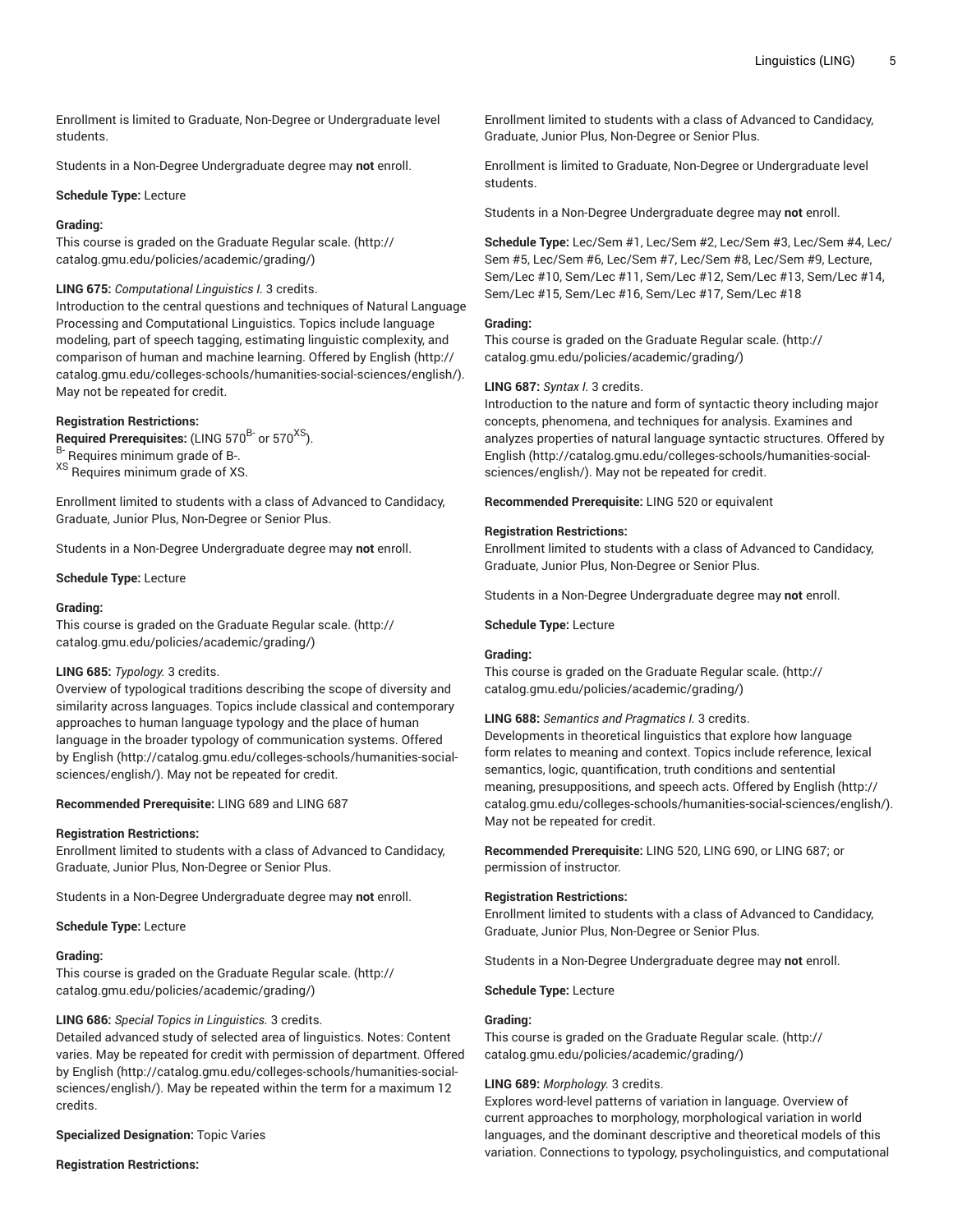Enrollment is limited to Graduate, Non-Degree or Undergraduate level students.

Students in a Non-Degree Undergraduate degree may **not** enroll.

**Schedule Type:** Lecture

**Grading:**
This course is graded on the Graduate Regular scale. (http://catalog.gmu.edu/policies/academic/grading/)

**LING 675:** *Computational Linguistics I.* 3 credits.
Introduction to the central questions and techniques of Natural Language Processing and Computational Linguistics. Topics include language modeling, part of speech tagging, estimating linguistic complexity, and comparison of human and machine learning. Offered by English (http://catalog.gmu.edu/colleges-schools/humanities-social-sciences/english/). May not be repeated for credit.

**Registration Restrictions:**
**Required Prerequisites:** (LING 570[B-] or 570[XS]).
[B-] Requires minimum grade of B-.
[XS] Requires minimum grade of XS.

Enrollment limited to students with a class of Advanced to Candidacy, Graduate, Junior Plus, Non-Degree or Senior Plus.

Students in a Non-Degree Undergraduate degree may **not** enroll.

**Schedule Type:** Lecture

**Grading:**
This course is graded on the Graduate Regular scale. (http://catalog.gmu.edu/policies/academic/grading/)

**LING 685:** *Typology.* 3 credits.
Overview of typological traditions describing the scope of diversity and similarity across languages. Topics include classical and contemporary approaches to human language typology and the place of human language in the broader typology of communication systems. Offered by English (http://catalog.gmu.edu/colleges-schools/humanities-social-sciences/english/). May not be repeated for credit.

**Recommended Prerequisite:** LING 689 and LING 687

**Registration Restrictions:**
Enrollment limited to students with a class of Advanced to Candidacy, Graduate, Junior Plus, Non-Degree or Senior Plus.

Students in a Non-Degree Undergraduate degree may **not** enroll.

**Schedule Type:** Lecture

**Grading:**
This course is graded on the Graduate Regular scale. (http://catalog.gmu.edu/policies/academic/grading/)

**LING 686:** *Special Topics in Linguistics.* 3 credits.
Detailed advanced study of selected area of linguistics. Notes: Content varies. May be repeated for credit with permission of department. Offered by English (http://catalog.gmu.edu/colleges-schools/humanities-social-sciences/english/). May be repeated within the term for a maximum 12 credits.

**Specialized Designation:** Topic Varies

**Registration Restrictions:**
Enrollment limited to students with a class of Advanced to Candidacy, Graduate, Junior Plus, Non-Degree or Senior Plus.

Enrollment is limited to Graduate, Non-Degree or Undergraduate level students.

Students in a Non-Degree Undergraduate degree may **not** enroll.

**Schedule Type:** Lec/Sem #1, Lec/Sem #2, Lec/Sem #3, Lec/Sem #4, Lec/Sem #5, Lec/Sem #6, Lec/Sem #7, Lec/Sem #8, Lec/Sem #9, Lecture, Sem/Lec #10, Sem/Lec #11, Sem/Lec #12, Sem/Lec #13, Sem/Lec #14, Sem/Lec #15, Sem/Lec #16, Sem/Lec #17, Sem/Lec #18

**Grading:**
This course is graded on the Graduate Regular scale. (http://catalog.gmu.edu/policies/academic/grading/)

**LING 687:** *Syntax I.* 3 credits.
Introduction to the nature and form of syntactic theory including major concepts, phenomena, and techniques for analysis. Examines and analyzes properties of natural language syntactic structures. Offered by English (http://catalog.gmu.edu/colleges-schools/humanities-social-sciences/english/). May not be repeated for credit.

**Recommended Prerequisite:** LING 520 or equivalent

**Registration Restrictions:**
Enrollment limited to students with a class of Advanced to Candidacy, Graduate, Junior Plus, Non-Degree or Senior Plus.

Students in a Non-Degree Undergraduate degree may **not** enroll.

**Schedule Type:** Lecture

**Grading:**
This course is graded on the Graduate Regular scale. (http://catalog.gmu.edu/policies/academic/grading/)

**LING 688:** *Semantics and Pragmatics I.* 3 credits.
Developments in theoretical linguistics that explore how language form relates to meaning and context. Topics include reference, lexical semantics, logic, quantification, truth conditions and sentential meaning, presuppositions, and speech acts. Offered by English (http://catalog.gmu.edu/colleges-schools/humanities-social-sciences/english/). May not be repeated for credit.

**Recommended Prerequisite:** LING 520, LING 690, or LING 687; or permission of instructor.

**Registration Restrictions:**
Enrollment limited to students with a class of Advanced to Candidacy, Graduate, Junior Plus, Non-Degree or Senior Plus.

Students in a Non-Degree Undergraduate degree may **not** enroll.

**Schedule Type:** Lecture

**Grading:**
This course is graded on the Graduate Regular scale. (http://catalog.gmu.edu/policies/academic/grading/)

**LING 689:** *Morphology.* 3 credits.
Explores word-level patterns of variation in language. Overview of current approaches to morphology, morphological variation in world languages, and the dominant descriptive and theoretical models of this variation. Connections to typology, psycholinguistics, and computational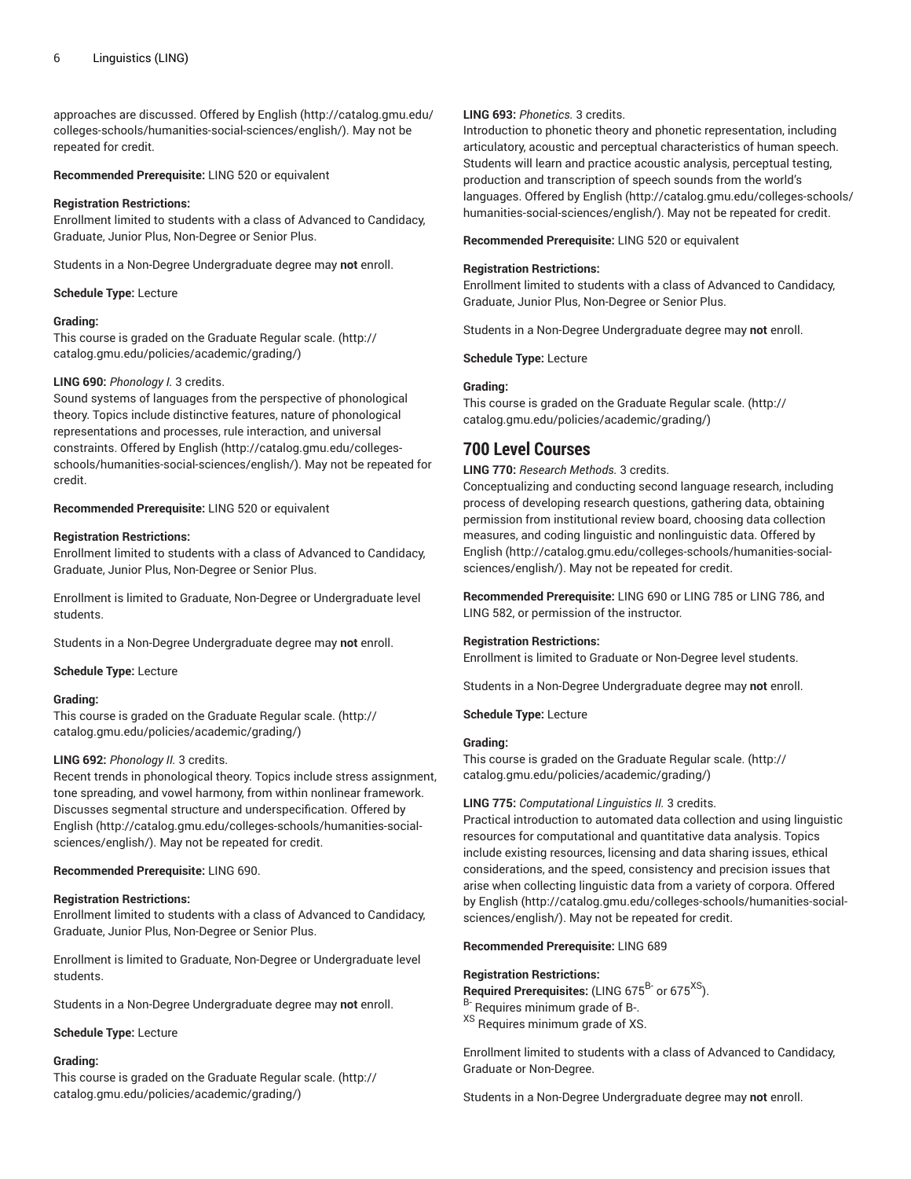approaches are discussed. Offered by English (http://catalog.gmu.edu/colleges-schools/humanities-social-sciences/english/). May not be repeated for credit.

**Recommended Prerequisite:** LING 520 or equivalent

**Registration Restrictions:**
Enrollment limited to students with a class of Advanced to Candidacy, Graduate, Junior Plus, Non-Degree or Senior Plus.

Students in a Non-Degree Undergraduate degree may **not** enroll.

**Schedule Type:** Lecture

**Grading:**
This course is graded on the Graduate Regular scale. (http://catalog.gmu.edu/policies/academic/grading/)

**LING 690:** *Phonology I.* 3 credits.
Sound systems of languages from the perspective of phonological theory. Topics include distinctive features, nature of phonological representations and processes, rule interaction, and universal constraints. Offered by English (http://catalog.gmu.edu/colleges-schools/humanities-social-sciences/english/). May not be repeated for credit.

**Recommended Prerequisite:** LING 520 or equivalent

**Registration Restrictions:**
Enrollment limited to students with a class of Advanced to Candidacy, Graduate, Junior Plus, Non-Degree or Senior Plus.

Enrollment is limited to Graduate, Non-Degree or Undergraduate level students.

Students in a Non-Degree Undergraduate degree may **not** enroll.

**Schedule Type:** Lecture

**Grading:**
This course is graded on the Graduate Regular scale. (http://catalog.gmu.edu/policies/academic/grading/)

**LING 692:** *Phonology II.* 3 credits.
Recent trends in phonological theory. Topics include stress assignment, tone spreading, and vowel harmony, from within nonlinear framework. Discusses segmental structure and underspecification. Offered by English (http://catalog.gmu.edu/colleges-schools/humanities-social-sciences/english/). May not be repeated for credit.

**Recommended Prerequisite:** LING 690.

**Registration Restrictions:**
Enrollment limited to students with a class of Advanced to Candidacy, Graduate, Junior Plus, Non-Degree or Senior Plus.

Enrollment is limited to Graduate, Non-Degree or Undergraduate level students.

Students in a Non-Degree Undergraduate degree may **not** enroll.

**Schedule Type:** Lecture

**Grading:**
This course is graded on the Graduate Regular scale. (http://catalog.gmu.edu/policies/academic/grading/)

**LING 693:** *Phonetics.* 3 credits.
Introduction to phonetic theory and phonetic representation, including articulatory, acoustic and perceptual characteristics of human speech. Students will learn and practice acoustic analysis, perceptual testing, production and transcription of speech sounds from the world's languages. Offered by English (http://catalog.gmu.edu/colleges-schools/humanities-social-sciences/english/). May not be repeated for credit.

**Recommended Prerequisite:** LING 520 or equivalent

**Registration Restrictions:**
Enrollment limited to students with a class of Advanced to Candidacy, Graduate, Junior Plus, Non-Degree or Senior Plus.

Students in a Non-Degree Undergraduate degree may **not** enroll.

**Schedule Type:** Lecture

**Grading:**
This course is graded on the Graduate Regular scale. (http://catalog.gmu.edu/policies/academic/grading/)

## 700 Level Courses

**LING 770:** *Research Methods.* 3 credits.
Conceptualizing and conducting second language research, including process of developing research questions, gathering data, obtaining permission from institutional review board, choosing data collection measures, and coding linguistic and nonlinguistic data. Offered by English (http://catalog.gmu.edu/colleges-schools/humanities-social-sciences/english/). May not be repeated for credit.

**Recommended Prerequisite:** LING 690 or LING 785 or LING 786, and LING 582, or permission of the instructor.

**Registration Restrictions:**
Enrollment is limited to Graduate or Non-Degree level students.

Students in a Non-Degree Undergraduate degree may **not** enroll.

**Schedule Type:** Lecture

**Grading:**
This course is graded on the Graduate Regular scale. (http://catalog.gmu.edu/policies/academic/grading/)

**LING 775:** *Computational Linguistics II.* 3 credits.
Practical introduction to automated data collection and using linguistic resources for computational and quantitative data analysis. Topics include existing resources, licensing and data sharing issues, ethical considerations, and the speed, consistency and precision issues that arise when collecting linguistic data from a variety of corpora. Offered by English (http://catalog.gmu.edu/colleges-schools/humanities-social-sciences/english/). May not be repeated for credit.

**Recommended Prerequisite:** LING 689

**Registration Restrictions:**
**Required Prerequisites:** (LING 675[B-] or 675[XS]).
[B-] Requires minimum grade of B-.
[XS] Requires minimum grade of XS.

Enrollment limited to students with a class of Advanced to Candidacy, Graduate or Non-Degree.

Students in a Non-Degree Undergraduate degree may **not** enroll.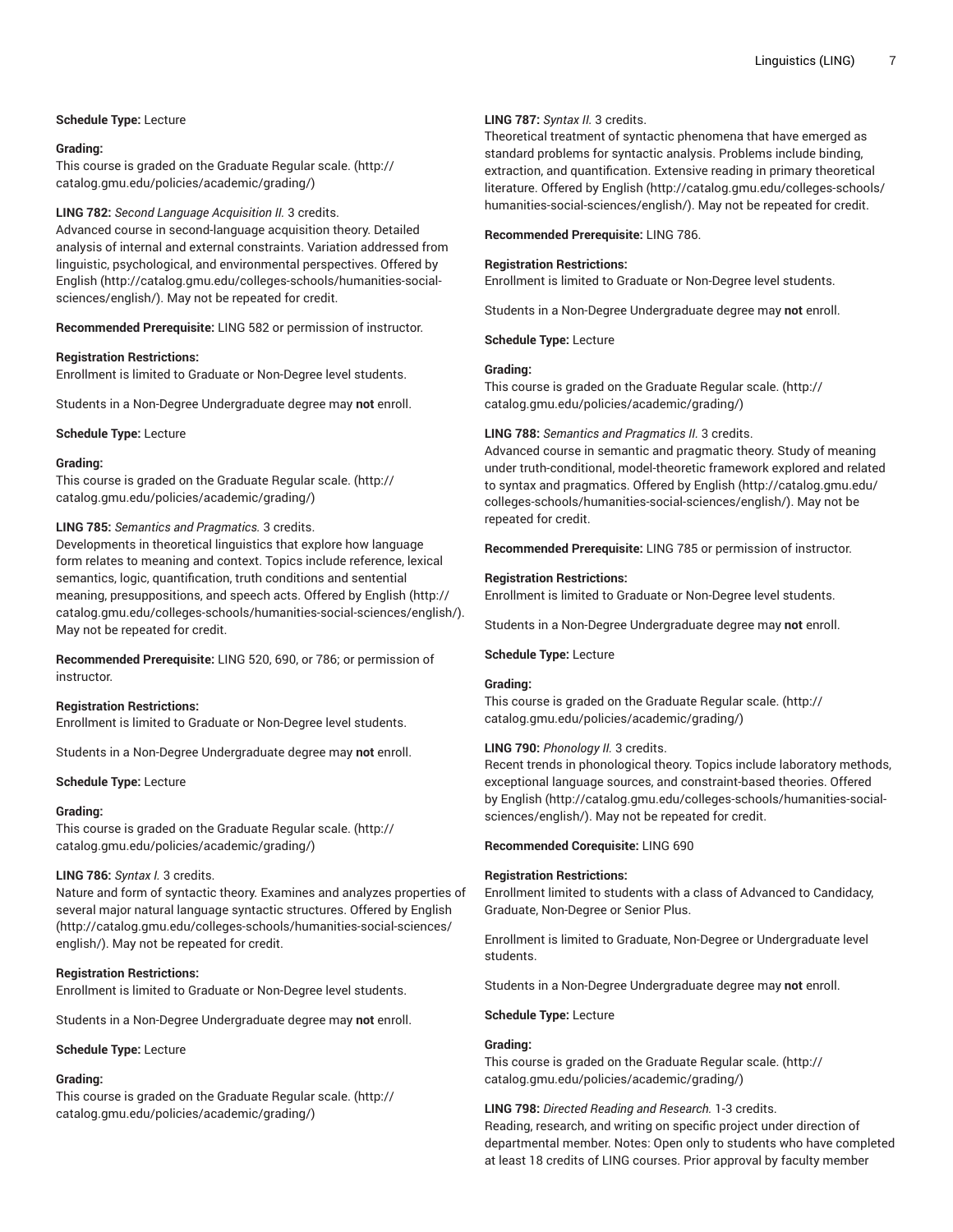**Schedule Type:** Lecture

**Grading:**
This course is graded on the Graduate Regular scale. (http://catalog.gmu.edu/policies/academic/grading/)

**LING 782:** *Second Language Acquisition II.* 3 credits.
Advanced course in second-language acquisition theory. Detailed analysis of internal and external constraints. Variation addressed from linguistic, psychological, and environmental perspectives. Offered by English (http://catalog.gmu.edu/colleges-schools/humanities-social-sciences/english/). May not be repeated for credit.

**Recommended Prerequisite:** LING 582 or permission of instructor.

**Registration Restrictions:**
Enrollment is limited to Graduate or Non-Degree level students.

Students in a Non-Degree Undergraduate degree may **not** enroll.

**Schedule Type:** Lecture

**Grading:**
This course is graded on the Graduate Regular scale. (http://catalog.gmu.edu/policies/academic/grading/)

**LING 785:** *Semantics and Pragmatics.* 3 credits.
Developments in theoretical linguistics that explore how language form relates to meaning and context. Topics include reference, lexical semantics, logic, quantification, truth conditions and sentential meaning, presuppositions, and speech acts. Offered by English (http://catalog.gmu.edu/colleges-schools/humanities-social-sciences/english/). May not be repeated for credit.

**Recommended Prerequisite:** LING 520, 690, or 786; or permission of instructor.

**Registration Restrictions:**
Enrollment is limited to Graduate or Non-Degree level students.

Students in a Non-Degree Undergraduate degree may **not** enroll.

**Schedule Type:** Lecture

**Grading:**
This course is graded on the Graduate Regular scale. (http://catalog.gmu.edu/policies/academic/grading/)

**LING 786:** *Syntax I.* 3 credits.
Nature and form of syntactic theory. Examines and analyzes properties of several major natural language syntactic structures. Offered by English (http://catalog.gmu.edu/colleges-schools/humanities-social-sciences/english/). May not be repeated for credit.

**Registration Restrictions:**
Enrollment is limited to Graduate or Non-Degree level students.

Students in a Non-Degree Undergraduate degree may **not** enroll.

**Schedule Type:** Lecture

**Grading:**
This course is graded on the Graduate Regular scale. (http://catalog.gmu.edu/policies/academic/grading/)

**LING 787:** *Syntax II.* 3 credits.
Theoretical treatment of syntactic phenomena that have emerged as standard problems for syntactic analysis. Problems include binding, extraction, and quantification. Extensive reading in primary theoretical literature. Offered by English (http://catalog.gmu.edu/colleges-schools/humanities-social-sciences/english/). May not be repeated for credit.

**Recommended Prerequisite:** LING 786.

**Registration Restrictions:**
Enrollment is limited to Graduate or Non-Degree level students.

Students in a Non-Degree Undergraduate degree may **not** enroll.

**Schedule Type:** Lecture

**Grading:**
This course is graded on the Graduate Regular scale. (http://catalog.gmu.edu/policies/academic/grading/)

**LING 788:** *Semantics and Pragmatics II.* 3 credits.
Advanced course in semantic and pragmatic theory. Study of meaning under truth-conditional, model-theoretic framework explored and related to syntax and pragmatics. Offered by English (http://catalog.gmu.edu/colleges-schools/humanities-social-sciences/english/). May not be repeated for credit.

**Recommended Prerequisite:** LING 785 or permission of instructor.

**Registration Restrictions:**
Enrollment is limited to Graduate or Non-Degree level students.

Students in a Non-Degree Undergraduate degree may **not** enroll.

**Schedule Type:** Lecture

**Grading:**
This course is graded on the Graduate Regular scale. (http://catalog.gmu.edu/policies/academic/grading/)

**LING 790:** *Phonology II.* 3 credits.
Recent trends in phonological theory. Topics include laboratory methods, exceptional language sources, and constraint-based theories. Offered by English (http://catalog.gmu.edu/colleges-schools/humanities-social-sciences/english/). May not be repeated for credit.

**Recommended Corequisite:** LING 690

**Registration Restrictions:**
Enrollment limited to students with a class of Advanced to Candidacy, Graduate, Non-Degree or Senior Plus.

Enrollment is limited to Graduate, Non-Degree or Undergraduate level students.

Students in a Non-Degree Undergraduate degree may **not** enroll.

**Schedule Type:** Lecture

**Grading:**
This course is graded on the Graduate Regular scale. (http://catalog.gmu.edu/policies/academic/grading/)

**LING 798:** *Directed Reading and Research.* 1-3 credits.
Reading, research, and writing on specific project under direction of departmental member. Notes: Open only to students who have completed at least 18 credits of LING courses. Prior approval by faculty member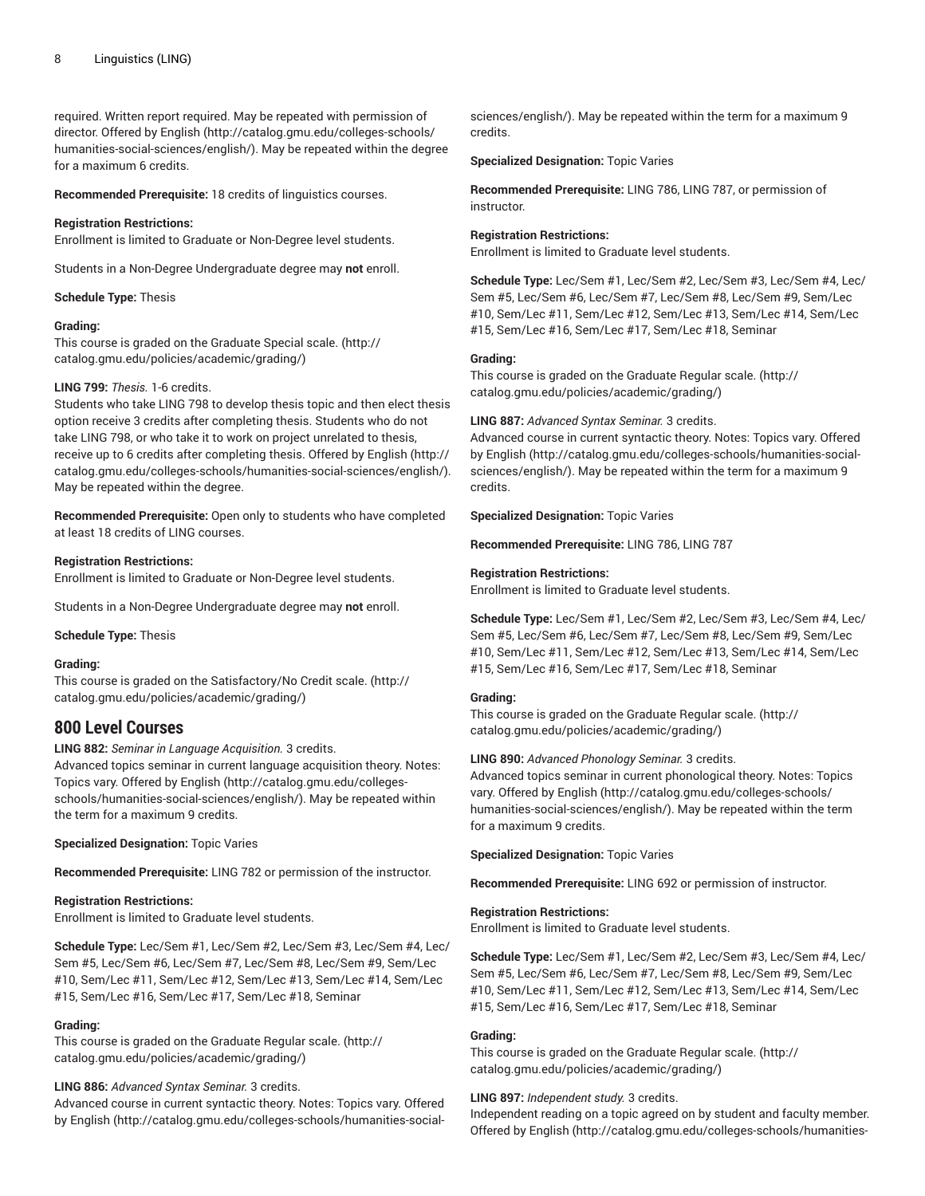required. Written report required. May be repeated with permission of director. Offered by English (http://catalog.gmu.edu/colleges-schools/humanities-social-sciences/english/). May be repeated within the degree for a maximum 6 credits.

**Recommended Prerequisite:** 18 credits of linguistics courses.

**Registration Restrictions:**
Enrollment is limited to Graduate or Non-Degree level students.

Students in a Non-Degree Undergraduate degree may **not** enroll.

**Schedule Type:** Thesis

**Grading:**
This course is graded on the Graduate Special scale. (http://catalog.gmu.edu/policies/academic/grading/)

**LING 799:** *Thesis.* 1-6 credits.
Students who take LING 798 to develop thesis topic and then elect thesis option receive 3 credits after completing thesis. Students who do not take LING 798, or who take it to work on project unrelated to thesis, receive up to 6 credits after completing thesis. Offered by English (http://catalog.gmu.edu/colleges-schools/humanities-social-sciences/english/). May be repeated within the degree.

**Recommended Prerequisite:** Open only to students who have completed at least 18 credits of LING courses.

**Registration Restrictions:**
Enrollment is limited to Graduate or Non-Degree level students.

Students in a Non-Degree Undergraduate degree may **not** enroll.

**Schedule Type:** Thesis

**Grading:**
This course is graded on the Satisfactory/No Credit scale. (http://catalog.gmu.edu/policies/academic/grading/)

## 800 Level Courses

**LING 882:** *Seminar in Language Acquisition.* 3 credits.
Advanced topics seminar in current language acquisition theory. Notes: Topics vary. Offered by English (http://catalog.gmu.edu/colleges-schools/humanities-social-sciences/english/). May be repeated within the term for a maximum 9 credits.

**Specialized Designation:** Topic Varies

**Recommended Prerequisite:** LING 782 or permission of the instructor.

**Registration Restrictions:**
Enrollment is limited to Graduate level students.

**Schedule Type:** Lec/Sem #1, Lec/Sem #2, Lec/Sem #3, Lec/Sem #4, Lec/Sem #5, Lec/Sem #6, Lec/Sem #7, Lec/Sem #8, Lec/Sem #9, Sem/Lec #10, Sem/Lec #11, Sem/Lec #12, Sem/Lec #13, Sem/Lec #14, Sem/Lec #15, Sem/Lec #16, Sem/Lec #17, Sem/Lec #18, Seminar

**Grading:**
This course is graded on the Graduate Regular scale. (http://catalog.gmu.edu/policies/academic/grading/)

**LING 886:** *Advanced Syntax Seminar.* 3 credits.
Advanced course in current syntactic theory. Notes: Topics vary. Offered by English (http://catalog.gmu.edu/colleges-schools/humanities-social-sciences/english/). May be repeated within the term for a maximum 9 credits.

**Specialized Designation:** Topic Varies

**Recommended Prerequisite:** LING 786, LING 787, or permission of instructor.

**Registration Restrictions:**
Enrollment is limited to Graduate level students.

**Schedule Type:** Lec/Sem #1, Lec/Sem #2, Lec/Sem #3, Lec/Sem #4, Lec/Sem #5, Lec/Sem #6, Lec/Sem #7, Lec/Sem #8, Lec/Sem #9, Sem/Lec #10, Sem/Lec #11, Sem/Lec #12, Sem/Lec #13, Sem/Lec #14, Sem/Lec #15, Sem/Lec #16, Sem/Lec #17, Sem/Lec #18, Seminar

**Grading:**
This course is graded on the Graduate Regular scale. (http://catalog.gmu.edu/policies/academic/grading/)

**LING 887:** *Advanced Syntax Seminar.* 3 credits.
Advanced course in current syntactic theory. Notes: Topics vary. Offered by English (http://catalog.gmu.edu/colleges-schools/humanities-social-sciences/english/). May be repeated within the term for a maximum 9 credits.

**Specialized Designation:** Topic Varies

**Recommended Prerequisite:** LING 786, LING 787

**Registration Restrictions:**
Enrollment is limited to Graduate level students.

**Schedule Type:** Lec/Sem #1, Lec/Sem #2, Lec/Sem #3, Lec/Sem #4, Lec/Sem #5, Lec/Sem #6, Lec/Sem #7, Lec/Sem #8, Lec/Sem #9, Sem/Lec #10, Sem/Lec #11, Sem/Lec #12, Sem/Lec #13, Sem/Lec #14, Sem/Lec #15, Sem/Lec #16, Sem/Lec #17, Sem/Lec #18, Seminar

**Grading:**
This course is graded on the Graduate Regular scale. (http://catalog.gmu.edu/policies/academic/grading/)

**LING 890:** *Advanced Phonology Seminar.* 3 credits.
Advanced topics seminar in current phonological theory. Notes: Topics vary. Offered by English (http://catalog.gmu.edu/colleges-schools/humanities-social-sciences/english/). May be repeated within the term for a maximum 9 credits.

**Specialized Designation:** Topic Varies

**Recommended Prerequisite:** LING 692 or permission of instructor.

**Registration Restrictions:**
Enrollment is limited to Graduate level students.

**Schedule Type:** Lec/Sem #1, Lec/Sem #2, Lec/Sem #3, Lec/Sem #4, Lec/Sem #5, Lec/Sem #6, Lec/Sem #7, Lec/Sem #8, Lec/Sem #9, Sem/Lec #10, Sem/Lec #11, Sem/Lec #12, Sem/Lec #13, Sem/Lec #14, Sem/Lec #15, Sem/Lec #16, Sem/Lec #17, Sem/Lec #18, Seminar

**Grading:**
This course is graded on the Graduate Regular scale. (http://catalog.gmu.edu/policies/academic/grading/)

**LING 897:** *Independent study.* 3 credits.
Independent reading on a topic agreed on by student and faculty member. Offered by English (http://catalog.gmu.edu/colleges-schools/humanities-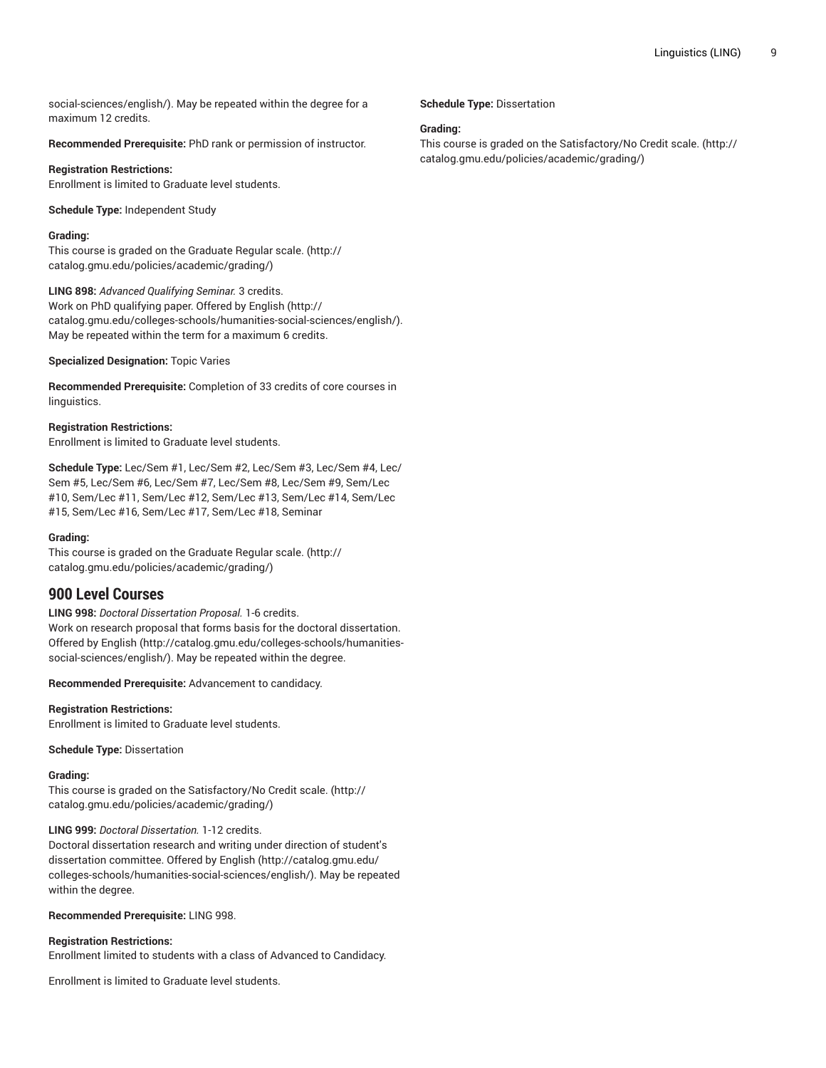social-sciences/english/). May be repeated within the degree for a maximum 12 credits.

**Recommended Prerequisite:** PhD rank or permission of instructor.

**Registration Restrictions:**
Enrollment is limited to Graduate level students.

**Schedule Type:** Independent Study

**Grading:**
This course is graded on the Graduate Regular scale. (http://catalog.gmu.edu/policies/academic/grading/)

**LING 898:** *Advanced Qualifying Seminar.* 3 credits.
Work on PhD qualifying paper. Offered by English (http://catalog.gmu.edu/colleges-schools/humanities-social-sciences/english/). May be repeated within the term for a maximum 6 credits.

**Specialized Designation:** Topic Varies

**Recommended Prerequisite:** Completion of 33 credits of core courses in linguistics.

**Registration Restrictions:**
Enrollment is limited to Graduate level students.

**Schedule Type:** Lec/Sem #1, Lec/Sem #2, Lec/Sem #3, Lec/Sem #4, Lec/Sem #5, Lec/Sem #6, Lec/Sem #7, Lec/Sem #8, Lec/Sem #9, Sem/Lec #10, Sem/Lec #11, Sem/Lec #12, Sem/Lec #13, Sem/Lec #14, Sem/Lec #15, Sem/Lec #16, Sem/Lec #17, Sem/Lec #18, Seminar

**Grading:**
This course is graded on the Graduate Regular scale. (http://catalog.gmu.edu/policies/academic/grading/)

## 900 Level Courses

**LING 998:** *Doctoral Dissertation Proposal.* 1-6 credits.
Work on research proposal that forms basis for the doctoral dissertation. Offered by English (http://catalog.gmu.edu/colleges-schools/humanities-social-sciences/english/). May be repeated within the degree.

**Recommended Prerequisite:** Advancement to candidacy.

**Registration Restrictions:**
Enrollment is limited to Graduate level students.

**Schedule Type:** Dissertation

**Grading:**
This course is graded on the Satisfactory/No Credit scale. (http://catalog.gmu.edu/policies/academic/grading/)

**LING 999:** *Doctoral Dissertation.* 1-12 credits.
Doctoral dissertation research and writing under direction of student's dissertation committee. Offered by English (http://catalog.gmu.edu/colleges-schools/humanities-social-sciences/english/). May be repeated within the degree.

**Recommended Prerequisite:** LING 998.

**Registration Restrictions:**
Enrollment limited to students with a class of Advanced to Candidacy.

Enrollment is limited to Graduate level students.

**Schedule Type:** Dissertation

**Grading:**
This course is graded on the Satisfactory/No Credit scale. (http://catalog.gmu.edu/policies/academic/grading/)